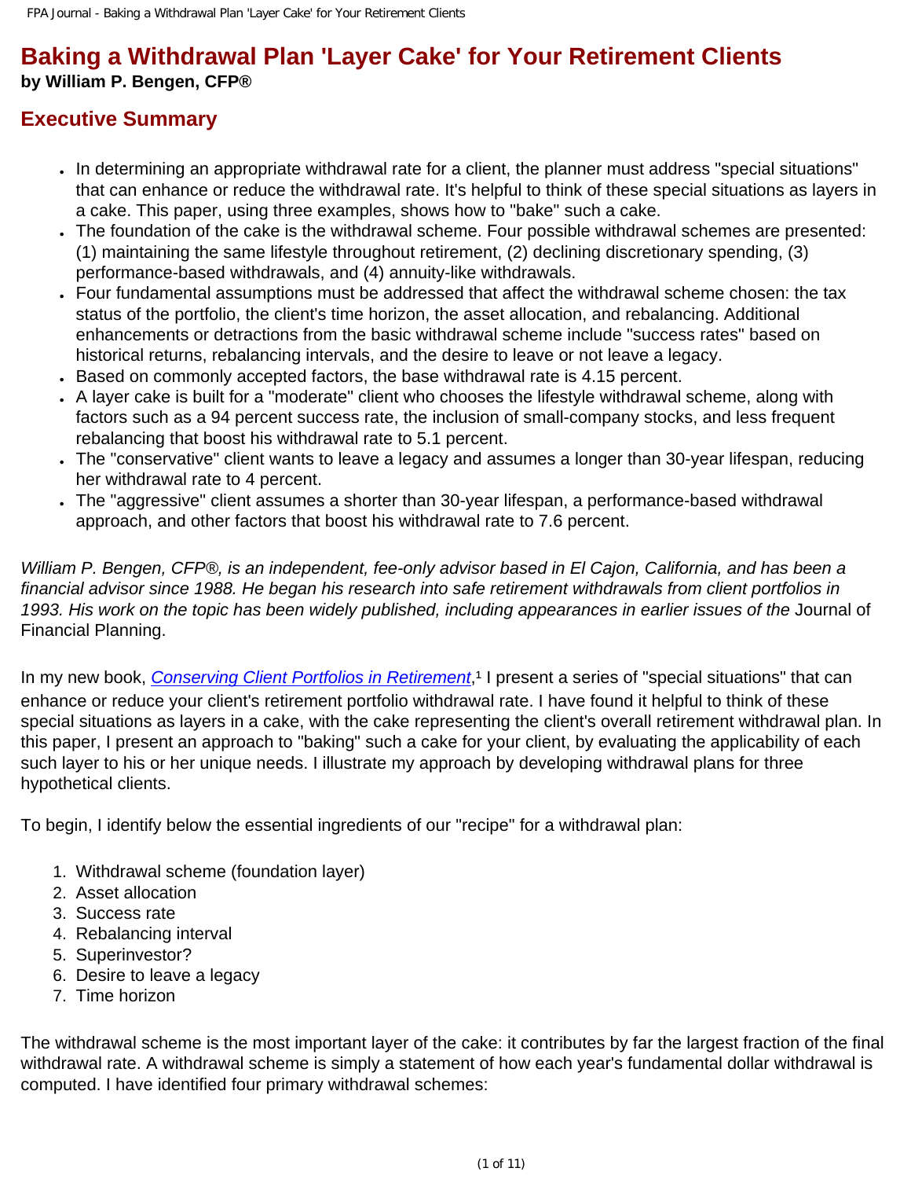# Baking a Withdrawal Plan 'Layer Cake' for Your Retirement Clients

**by William P. Bengen, CFP®**

## Executive Summary

- In determining an appropriate withdrawal rate for a client, the planner must address "special situations" that can enhance or reduce the withdrawal rate. It's helpful to think of these special situations as layers in a cake. This paper, using three examples, shows how to "bake" such a cake.
- The foundation of the cake is the withdrawal scheme. Four possible withdrawal schemes are presented: (1) maintaining the same lifestyle throughout retirement, (2) declining discretionary spending, (3) performance-based withdrawals, and (4) annuity-like withdrawals.
- Four fundamental assumptions must be addressed that affect the withdrawal scheme chosen: the tax status of the portfolio, the client's time horizon, the asset allocation, and rebalancing. Additional enhancements or detractions from the basic withdrawal scheme include "success rates" based on historical returns, rebalancing intervals, and the desire to leave or not leave a legacy.
- Based on commonly accepted factors, the base withdrawal rate is 4.15 percent.
- A layer cake is built for a "moderate" client who chooses the lifestyle withdrawal scheme, along with factors such as a 94 percent success rate, the inclusion of small-company stocks, and less frequent rebalancing that boost his withdrawal rate to 5.1 percent.
- The "conservative" client wants to leave a legacy and assumes a longer than 30-year lifespan, reducing her withdrawal rate to 4 percent.
- The "aggressive" client assumes a shorter than 30-year lifespan, a performance-based withdrawal approach, and other factors that boost his withdrawal rate to 7.6 percent.

*William P. Bengen, CFP®, is an independent, fee-only advisor based in El Cajon, California, and has been a financial advisor since 1988. He began his research into safe retirement withdrawals from client portfolios in 1993. His work on the topic has been widely published, including appearances in earlier issues of the* Journal of Financial Planning.

In my new book, *Conserving Client Portfolios in Retirement*,[1] I present a series of "special situations" that can enhance or reduce your client's retirement portfolio withdrawal rate. I have found it helpful to think of these special situations as layers in a cake, with the cake representing the client's overall retirement withdrawal plan. In this paper, I present an approach to "baking" such a cake for your client, by evaluating the applicability of each such layer to his or her unique needs. I illustrate my approach by developing withdrawal plans for three hypothetical clients.

To begin, I identify below the essential ingredients of our "recipe" for a withdrawal plan:

1. Withdrawal scheme (foundation layer)
2. Asset allocation
3. Success rate
4. Rebalancing interval
5. Superinvestor?
6. Desire to leave a legacy
7. Time horizon

The withdrawal scheme is the most important layer of the cake: it contributes by far the largest fraction of the final withdrawal rate. A withdrawal scheme is simply a statement of how each year's fundamental dollar withdrawal is computed. I have identified four primary withdrawal schemes: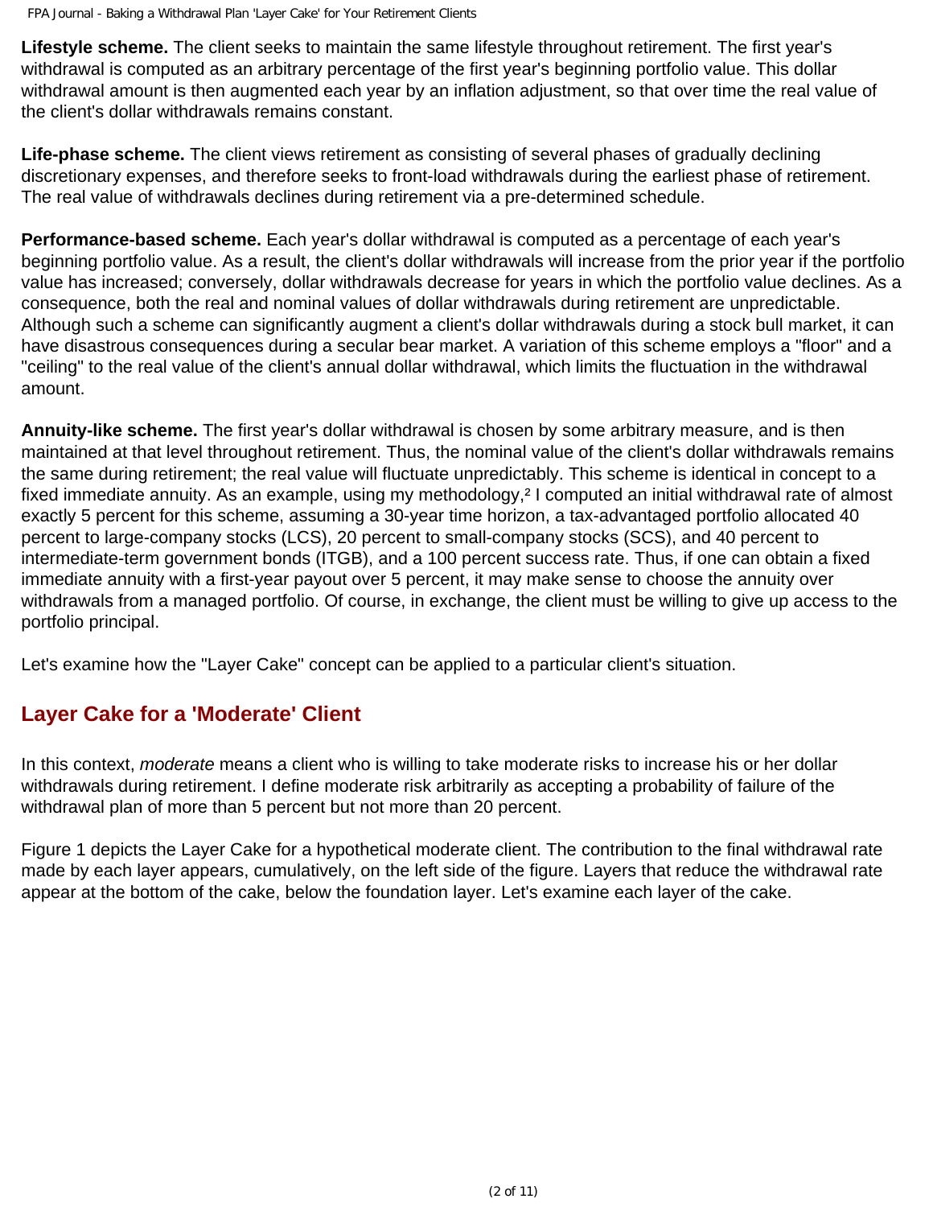**Lifestyle scheme.** The client seeks to maintain the same lifestyle throughout retirement. The first year's withdrawal is computed as an arbitrary percentage of the first year's beginning portfolio value. This dollar withdrawal amount is then augmented each year by an inflation adjustment, so that over time the real value of the client's dollar withdrawals remains constant.

**Life-phase scheme.** The client views retirement as consisting of several phases of gradually declining discretionary expenses, and therefore seeks to front-load withdrawals during the earliest phase of retirement. The real value of withdrawals declines during retirement via a pre-determined schedule.

**Performance-based scheme.** Each year's dollar withdrawal is computed as a percentage of each year's beginning portfolio value. As a result, the client's dollar withdrawals will increase from the prior year if the portfolio value has increased; conversely, dollar withdrawals decrease for years in which the portfolio value declines. As a consequence, both the real and nominal values of dollar withdrawals during retirement are unpredictable. Although such a scheme can significantly augment a client's dollar withdrawals during a stock bull market, it can have disastrous consequences during a secular bear market. A variation of this scheme employs a "floor" and a "ceiling" to the real value of the client's annual dollar withdrawal, which limits the fluctuation in the withdrawal amount.

**Annuity-like scheme.** The first year's dollar withdrawal is chosen by some arbitrary measure, and is then maintained at that level throughout retirement. Thus, the nominal value of the client's dollar withdrawals remains the same during retirement; the real value will fluctuate unpredictably. This scheme is identical in concept to a fixed immediate annuity. As an example, using my methodology,[2] I computed an initial withdrawal rate of almost exactly 5 percent for this scheme, assuming a 30-year time horizon, a tax-advantaged portfolio allocated 40 percent to large-company stocks (LCS), 20 percent to small-company stocks (SCS), and 40 percent to intermediate-term government bonds (ITGB), and a 100 percent success rate. Thus, if one can obtain a fixed immediate annuity with a first-year payout over 5 percent, it may make sense to choose the annuity over withdrawals from a managed portfolio. Of course, in exchange, the client must be willing to give up access to the portfolio principal.

Let's examine how the "Layer Cake" concept can be applied to a particular client's situation.

## Layer Cake for a 'Moderate' Client

In this context, *moderate* means a client who is willing to take moderate risks to increase his or her dollar withdrawals during retirement. I define moderate risk arbitrarily as accepting a probability of failure of the withdrawal plan of more than 5 percent but not more than 20 percent.

Figure 1 depicts the Layer Cake for a hypothetical moderate client. The contribution to the final withdrawal rate made by each layer appears, cumulatively, on the left side of the figure. Layers that reduce the withdrawal rate appear at the bottom of the cake, below the foundation layer. Let's examine each layer of the cake.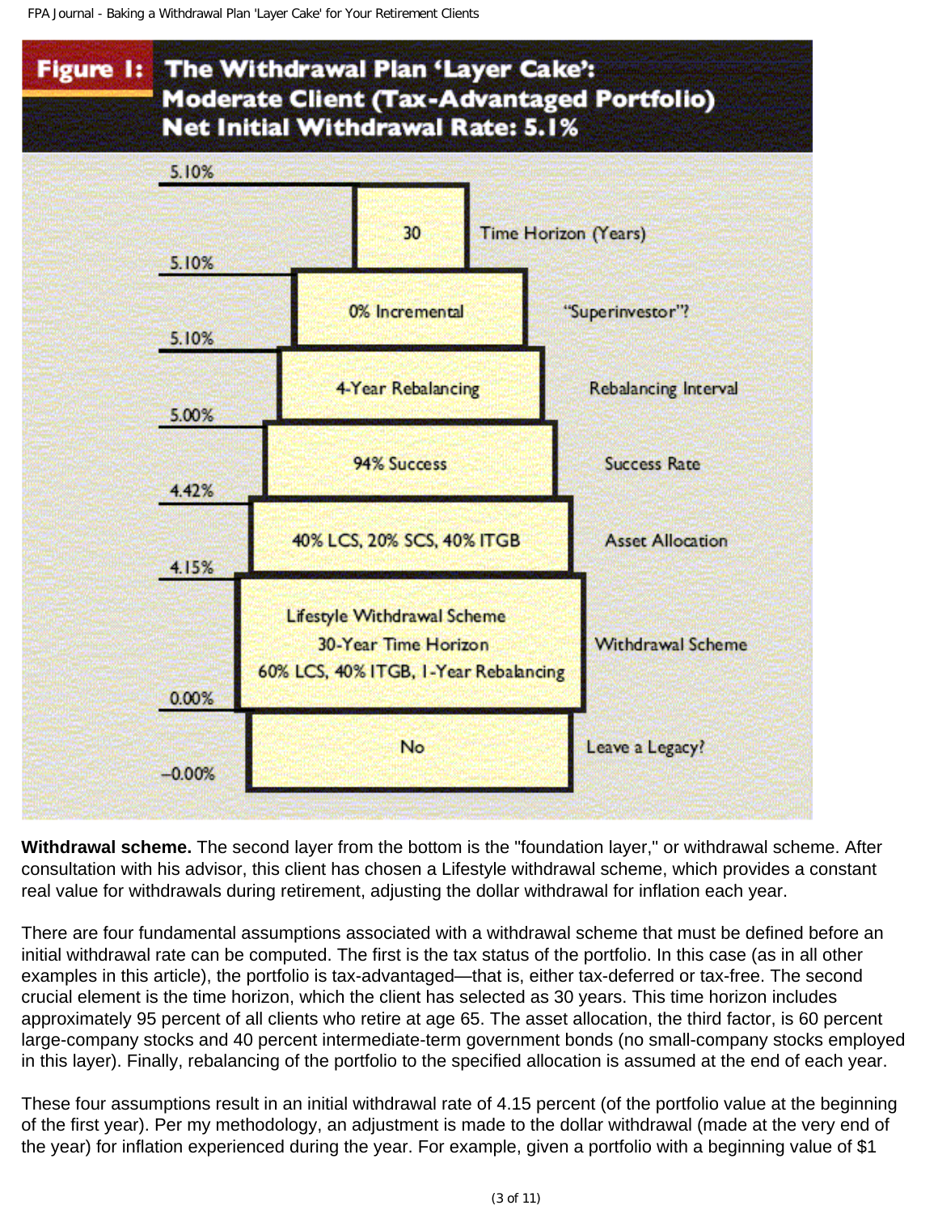**Figure 1: The Withdrawal Plan 'Layer Cake': Moderate Client (Tax-Advantaged Portfolio) Net Initial Withdrawal Rate: 5.1%**

| Cumulative Rate | Layer | Factor |
| --- | --- | --- |
| 5.10% | 30 | Time Horizon (Years) |
| 5.10% | 0% Incremental | "Superinvestor"? |
| 5.10% | 4-Year Rebalancing | Rebalancing Interval |
| 5.00% | 94% Success | Success Rate |
| 4.42% | 40% LCS, 20% SCS, 40% ITGB | Asset Allocation |
| 4.15% | Lifestyle Withdrawal Scheme, 30-Year Time Horizon, 60% LCS, 40% ITGB, 1-Year Rebalancing | Withdrawal Scheme |
| 0.00% | No | Leave a Legacy? |
| –0.00% | | |

**Withdrawal scheme.** The second layer from the bottom is the "foundation layer," or withdrawal scheme. After consultation with his advisor, this client has chosen a Lifestyle withdrawal scheme, which provides a constant real value for withdrawals during retirement, adjusting the dollar withdrawal for inflation each year.

There are four fundamental assumptions associated with a withdrawal scheme that must be defined before an initial withdrawal rate can be computed. The first is the tax status of the portfolio. In this case (as in all other examples in this article), the portfolio is tax-advantaged—that is, either tax-deferred or tax-free. The second crucial element is the time horizon, which the client has selected as 30 years. This time horizon includes approximately 95 percent of all clients who retire at age 65. The asset allocation, the third factor, is 60 percent large-company stocks and 40 percent intermediate-term government bonds (no small-company stocks employed in this layer). Finally, rebalancing of the portfolio to the specified allocation is assumed at the end of each year.

These four assumptions result in an initial withdrawal rate of 4.15 percent (of the portfolio value at the beginning of the first year). Per my methodology, an adjustment is made to the dollar withdrawal (made at the very end of the year) for inflation experienced during the year. For example, given a portfolio with a beginning value of $1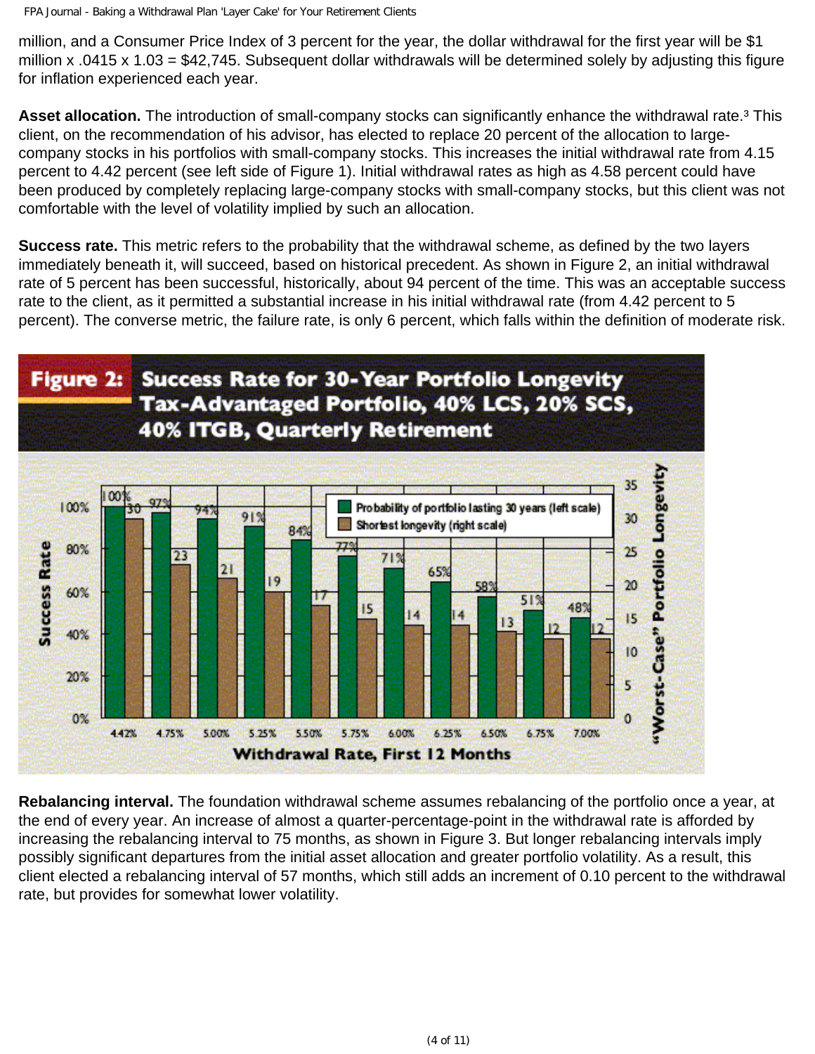million, and a Consumer Price Index of 3 percent for the year, the dollar withdrawal for the first year will be $1 million x .0415 x 1.03 = $42,745. Subsequent dollar withdrawals will be determined solely by adjusting this figure for inflation experienced each year.

**Asset allocation.** The introduction of small-company stocks can significantly enhance the withdrawal rate.[3] This client, on the recommendation of his advisor, has elected to replace 20 percent of the allocation to large-company stocks in his portfolios with small-company stocks. This increases the initial withdrawal rate from 4.15 percent to 4.42 percent (see left side of Figure 1). Initial withdrawal rates as high as 4.58 percent could have been produced by completely replacing large-company stocks with small-company stocks, but this client was not comfortable with the level of volatility implied by such an allocation.

**Success rate.** This metric refers to the probability that the withdrawal scheme, as defined by the two layers immediately beneath it, will succeed, based on historical precedent. As shown in Figure 2, an initial withdrawal rate of 5 percent has been successful, historically, about 94 percent of the time. This was an acceptable success rate to the client, as it permitted a substantial increase in his initial withdrawal rate (from 4.42 percent to 5 percent). The converse metric, the failure rate, is only 6 percent, which falls within the definition of moderate risk.

**Figure 2: Success Rate for 30-Year Portfolio Longevity Tax-Advantaged Portfolio, 40% LCS, 20% SCS, 40% ITGB, Quarterly Retirement**

**Rebalancing interval.** The foundation withdrawal scheme assumes rebalancing of the portfolio once a year, at the end of every year. An increase of almost a quarter-percentage-point in the withdrawal rate is afforded by increasing the rebalancing interval to 75 months, as shown in Figure 3. But longer rebalancing intervals imply possibly significant departures from the initial asset allocation and greater portfolio volatility. As a result, this client elected a rebalancing interval of 57 months, which still adds an increment of 0.10 percent to the withdrawal rate, but provides for somewhat lower volatility.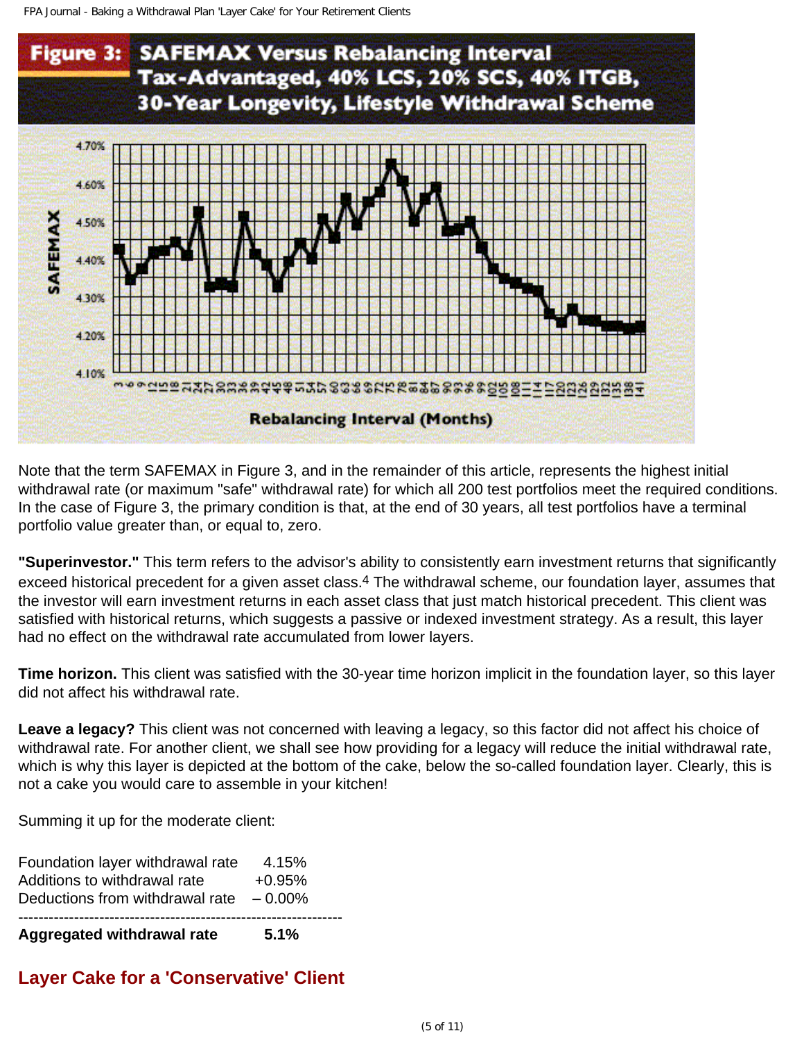**Figure 3: SAFEMAX Versus Rebalancing Interval Tax-Advantaged, 40% LCS, 20% SCS, 40% ITGB, 30-Year Longevity, Lifestyle Withdrawal Scheme**

Note that the term SAFEMAX in Figure 3, and in the remainder of this article, represents the highest initial withdrawal rate (or maximum "safe" withdrawal rate) for which all 200 test portfolios meet the required conditions. In the case of Figure 3, the primary condition is that, at the end of 30 years, all test portfolios have a terminal portfolio value greater than, or equal to, zero.

**"Superinvestor."** This term refers to the advisor's ability to consistently earn investment returns that significantly exceed historical precedent for a given asset class.[4] The withdrawal scheme, our foundation layer, assumes that the investor will earn investment returns in each asset class that just match historical precedent. This client was satisfied with historical returns, which suggests a passive or indexed investment strategy. As a result, this layer had no effect on the withdrawal rate accumulated from lower layers.

**Time horizon.** This client was satisfied with the 30-year time horizon implicit in the foundation layer, so this layer did not affect his withdrawal rate.

**Leave a legacy?** This client was not concerned with leaving a legacy, so this factor did not affect his choice of withdrawal rate. For another client, we shall see how providing for a legacy will reduce the initial withdrawal rate, which is why this layer is depicted at the bottom of the cake, below the so-called foundation layer. Clearly, this is not a cake you would care to assemble in your kitchen!

Summing it up for the moderate client:

| | |
|---|---|
| Foundation layer withdrawal rate | 4.15% |
| Additions to withdrawal rate | +0.95% |
| Deductions from withdrawal rate | – 0.00% |
| **Aggregated withdrawal rate** | **5.1%** |

## Layer Cake for a 'Conservative' Client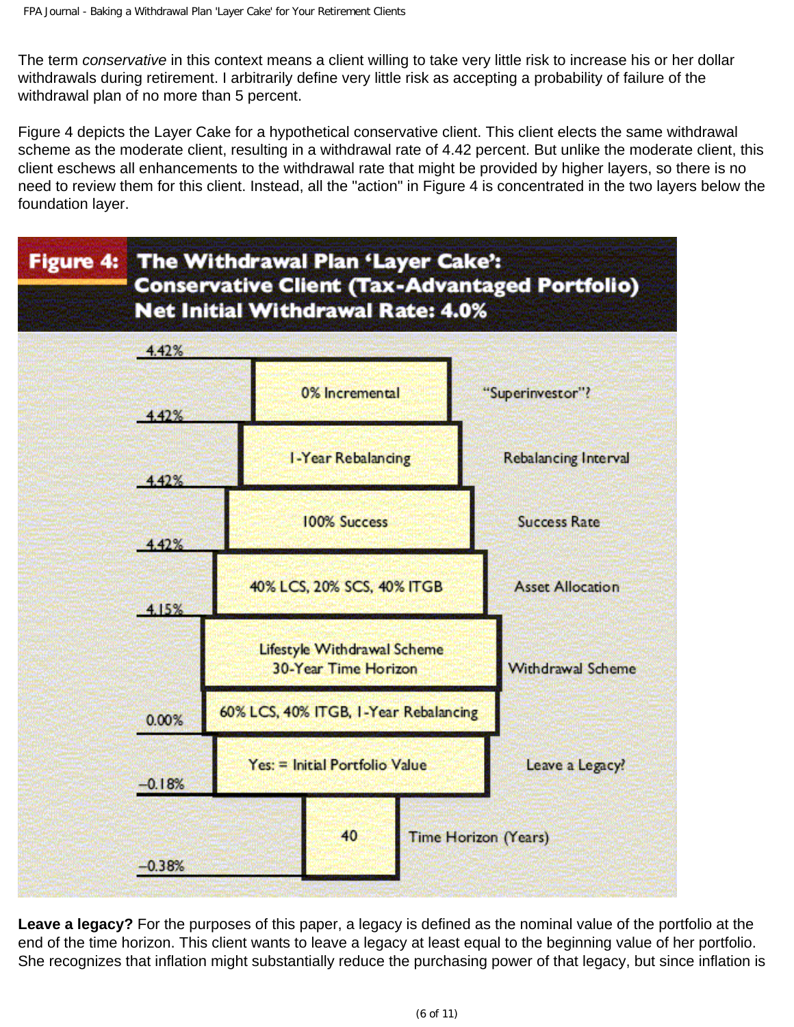The term *conservative* in this context means a client willing to take very little risk to increase his or her dollar withdrawals during retirement. I arbitrarily define very little risk as accepting a probability of failure of the withdrawal plan of no more than 5 percent.

Figure 4 depicts the Layer Cake for a hypothetical conservative client. This client elects the same withdrawal scheme as the moderate client, resulting in a withdrawal rate of 4.42 percent. But unlike the moderate client, this client eschews all enhancements to the withdrawal rate that might be provided by higher layers, so there is no need to review them for this client. Instead, all the "action" in Figure 4 is concentrated in the two layers below the foundation layer.

**Figure 4: The Withdrawal Plan 'Layer Cake': Conservative Client (Tax-Advantaged Portfolio) Net Initial Withdrawal Rate: 4.0%**

| Withdrawal Rate | Layer | Category |
|---|---|---|
| 4.42% | 0% Incremental | "Superinvestor"? |
| 4.42% | 1-Year Rebalancing | Rebalancing Interval |
| 4.42% | 100% Success | Success Rate |
| 4.42% | 40% LCS, 20% SCS, 40% ITGB | Asset Allocation |
| 4.15% | Lifestyle Withdrawal Scheme 30-Year Time Horizon | Withdrawal Scheme |
| 0.00% | 60% LCS, 40% ITGB, 1-Year Rebalancing | |
| −0.18% | Yes: = Initial Portfolio Value | Leave a Legacy? |
| −0.38% | 40 | Time Horizon (Years) |

**Leave a legacy?** For the purposes of this paper, a legacy is defined as the nominal value of the portfolio at the end of the time horizon. This client wants to leave a legacy at least equal to the beginning value of her portfolio. She recognizes that inflation might substantially reduce the purchasing power of that legacy, but since inflation is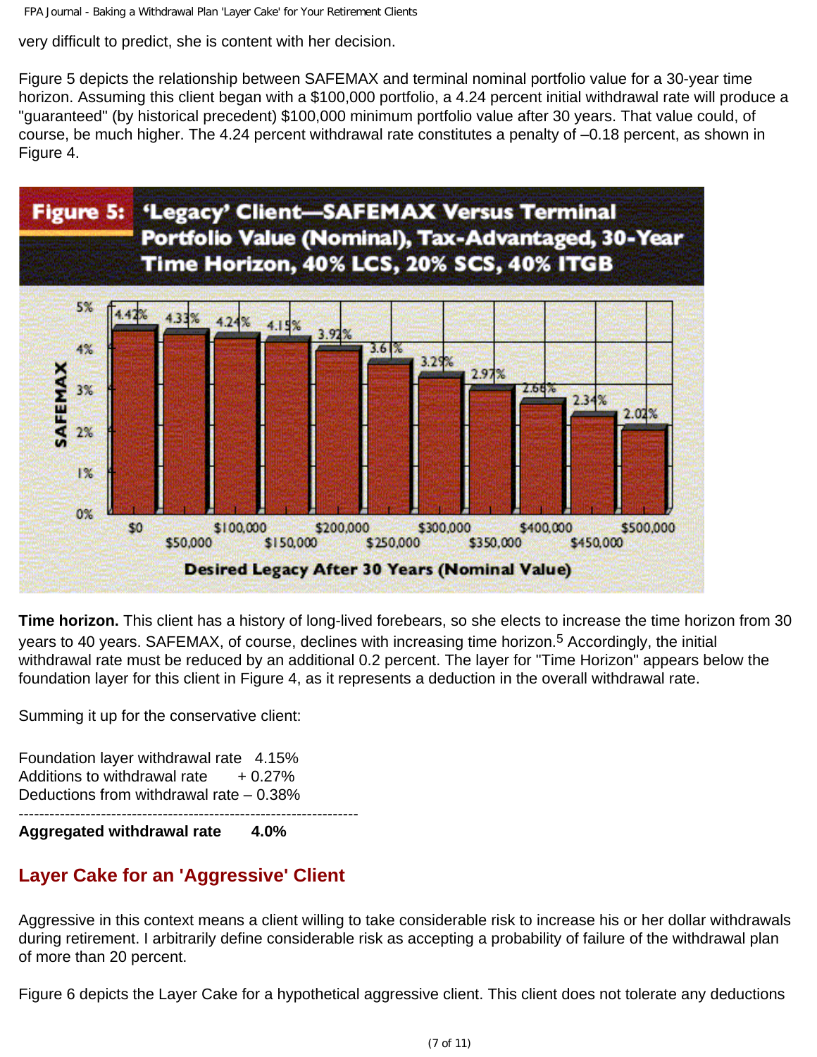very difficult to predict, she is content with her decision.

Figure 5 depicts the relationship between SAFEMAX and terminal nominal portfolio value for a 30-year time horizon. Assuming this client began with a $100,000 portfolio, a 4.24 percent initial withdrawal rate will produce a "guaranteed" (by historical precedent) $100,000 minimum portfolio value after 30 years. That value could, of course, be much higher. The 4.24 percent withdrawal rate constitutes a penalty of –0.18 percent, as shown in Figure 4.

**Figure 5: 'Legacy' Client—SAFEMAX Versus Terminal Portfolio Value (Nominal), Tax-Advantaged, 30-Year Time Horizon, 40% LCS, 20% SCS, 40% ITGB**

**Time horizon.** This client has a history of long-lived forebears, so she elects to increase the time horizon from 30 years to 40 years. SAFEMAX, of course, declines with increasing time horizon.[5] Accordingly, the initial withdrawal rate must be reduced by an additional 0.2 percent. The layer for "Time Horizon" appears below the foundation layer for this client in Figure 4, as it represents a deduction in the overall withdrawal rate.

Summing it up for the conservative client:

| | |
|---|---|
| Foundation layer withdrawal rate | 4.15% |
| Additions to withdrawal rate | + 0.27% |
| Deductions from withdrawal rate | – 0.38% |
| **Aggregated withdrawal rate** | **4.0%** |

## Layer Cake for an 'Aggressive' Client

Aggressive in this context means a client willing to take considerable risk to increase his or her dollar withdrawals during retirement. I arbitrarily define considerable risk as accepting a probability of failure of the withdrawal plan of more than 20 percent.

Figure 6 depicts the Layer Cake for a hypothetical aggressive client. This client does not tolerate any deductions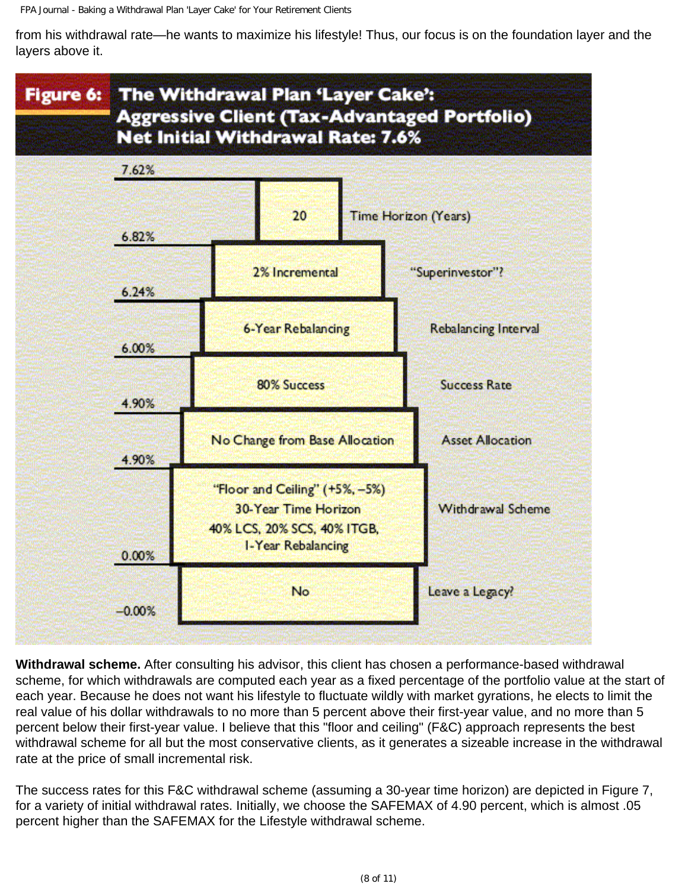from his withdrawal rate—he wants to maximize his lifestyle! Thus, our focus is on the foundation layer and the layers above it.

**Figure 6: The Withdrawal Plan 'Layer Cake': Aggressive Client (Tax-Advantaged Portfolio) Net Initial Withdrawal Rate: 7.6%**

| Withdrawal Rate (Top of Layer) | Layer | Factor |
| --- | --- | --- |
| 7.62% | 20 | Time Horizon (Years) |
| 6.82% | 2% Incremental | "Superinvestor"? |
| 6.24% | 6-Year Rebalancing | Rebalancing Interval |
| 6.00% | 80% Success | Success Rate |
| 4.90% | No Change from Base Allocation | Asset Allocation |
| 4.90% | "Floor and Ceiling" (+5%, –5%) 30-Year Time Horizon 40% LCS, 20% SCS, 40% ITGB, 1-Year Rebalancing | Withdrawal Scheme |
| 0.00% | No | Leave a Legacy? |
| –0.00% | | |

**Withdrawal scheme.** After consulting his advisor, this client has chosen a performance-based withdrawal scheme, for which withdrawals are computed each year as a fixed percentage of the portfolio value at the start of each year. Because he does not want his lifestyle to fluctuate wildly with market gyrations, he elects to limit the real value of his dollar withdrawals to no more than 5 percent above their first-year value, and no more than 5 percent below their first-year value. I believe that this "floor and ceiling" (F&C) approach represents the best withdrawal scheme for all but the most conservative clients, as it generates a sizeable increase in the withdrawal rate at the price of small incremental risk.

The success rates for this F&C withdrawal scheme (assuming a 30-year time horizon) are depicted in Figure 7, for a variety of initial withdrawal rates. Initially, we choose the SAFEMAX of 4.90 percent, which is almost .05 percent higher than the SAFEMAX for the Lifestyle withdrawal scheme.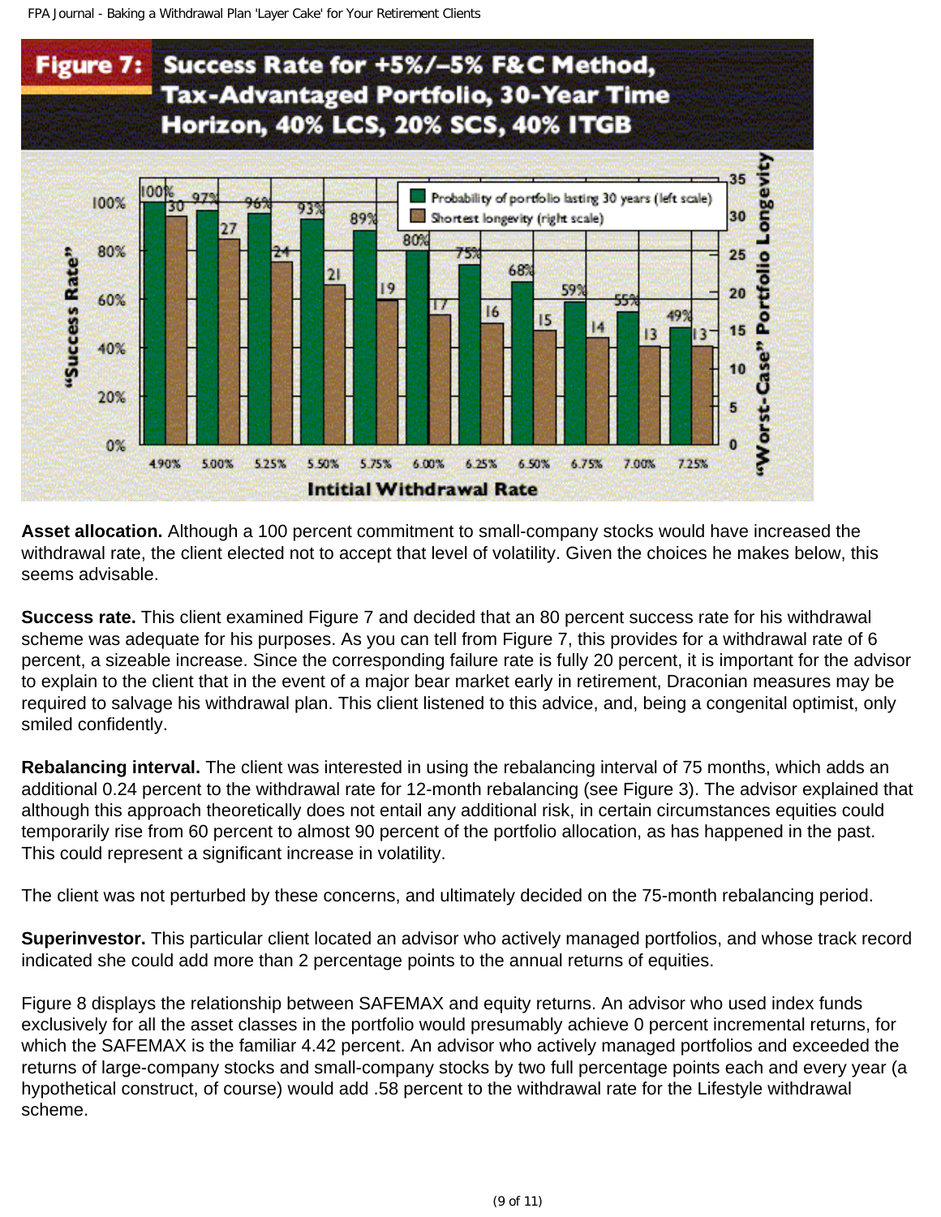**Figure 7: Success Rate for +5%/–5% F&C Method, Tax-Advantaged Portfolio, 30-Year Time Horizon, 40% LCS, 20% SCS, 40% ITGB**

| Initial Withdrawal Rate | Probability of portfolio lasting 30 years (left scale) | Shortest longevity (right scale) |
|---|---|---|
| 4.90% | 100% | 30 |
| 5.00% | 97% | 27 |
| 5.25% | 96% | 24 |
| 5.50% | 93% | 21 |
| 5.75% | 89% | 19 |
| 6.00% | 80% | 17 |
| 6.25% | 75% | 16 |
| 6.50% | 68% | 15 |
| 6.75% | 59% | 14 |
| 7.00% | 55% | 13 |
| 7.25% | 49% | 13 |

**Asset allocation.** Although a 100 percent commitment to small-company stocks would have increased the withdrawal rate, the client elected not to accept that level of volatility. Given the choices he makes below, this seems advisable.

**Success rate.** This client examined Figure 7 and decided that an 80 percent success rate for his withdrawal scheme was adequate for his purposes. As you can tell from Figure 7, this provides for a withdrawal rate of 6 percent, a sizeable increase. Since the corresponding failure rate is fully 20 percent, it is important for the advisor to explain to the client that in the event of a major bear market early in retirement, Draconian measures may be required to salvage his withdrawal plan. This client listened to this advice, and, being a congenital optimist, only smiled confidently.

**Rebalancing interval.** The client was interested in using the rebalancing interval of 75 months, which adds an additional 0.24 percent to the withdrawal rate for 12-month rebalancing (see Figure 3). The advisor explained that although this approach theoretically does not entail any additional risk, in certain circumstances equities could temporarily rise from 60 percent to almost 90 percent of the portfolio allocation, as has happened in the past. This could represent a significant increase in volatility.

The client was not perturbed by these concerns, and ultimately decided on the 75-month rebalancing period.

**Superinvestor.** This particular client located an advisor who actively managed portfolios, and whose track record indicated she could add more than 2 percentage points to the annual returns of equities.

Figure 8 displays the relationship between SAFEMAX and equity returns. An advisor who used index funds exclusively for all the asset classes in the portfolio would presumably achieve 0 percent incremental returns, for which the SAFEMAX is the familiar 4.42 percent. An advisor who actively managed portfolios and exceeded the returns of large-company stocks and small-company stocks by two full percentage points each and every year (a hypothetical construct, of course) would add .58 percent to the withdrawal rate for the Lifestyle withdrawal scheme.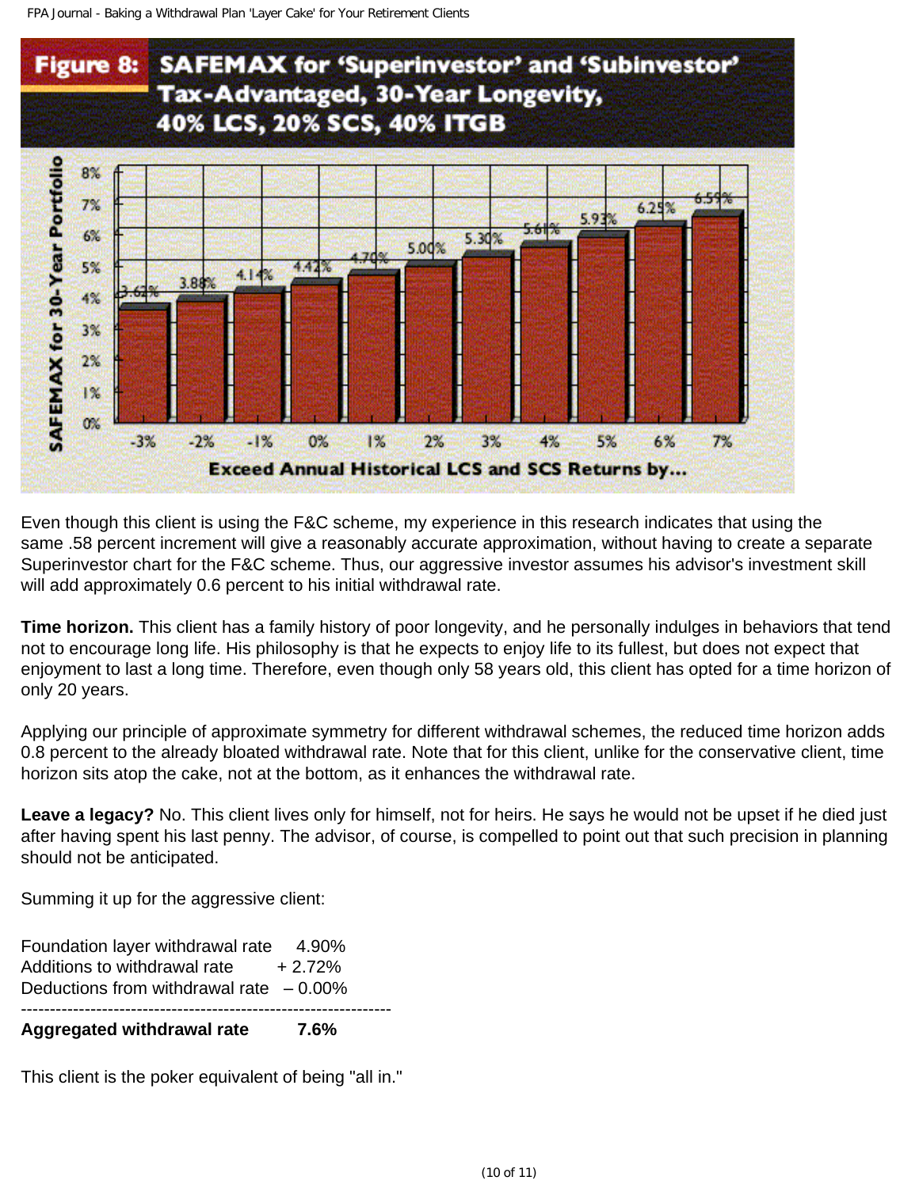**Figure 8: SAFEMAX for 'Superinvestor' and 'Subinvestor' Tax-Advantaged, 30-Year Longevity, 40% LCS, 20% SCS, 40% ITGB**

| Exceed Annual Historical LCS and SCS Returns by... | SAFEMAX for 30-Year Portfolio |
|---|---|
| -3% | 3.62% |
| -2% | 3.88% |
| -1% | 4.14% |
| 0% | 4.42% |
| 1% | 4.70% |
| 2% | 5.00% |
| 3% | 5.30% |
| 4% | 5.61% |
| 5% | 5.93% |
| 6% | 6.25% |
| 7% | 6.59% |

Even though this client is using the F&C scheme, my experience in this research indicates that using the same .58 percent increment will give a reasonably accurate approximation, without having to create a separate Superinvestor chart for the F&C scheme. Thus, our aggressive investor assumes his advisor's investment skill will add approximately 0.6 percent to his initial withdrawal rate.

**Time horizon.** This client has a family history of poor longevity, and he personally indulges in behaviors that tend not to encourage long life. His philosophy is that he expects to enjoy life to its fullest, but does not expect that enjoyment to last a long time. Therefore, even though only 58 years old, this client has opted for a time horizon of only 20 years.

Applying our principle of approximate symmetry for different withdrawal schemes, the reduced time horizon adds 0.8 percent to the already bloated withdrawal rate. Note that for this client, unlike for the conservative client, time horizon sits atop the cake, not at the bottom, as it enhances the withdrawal rate.

**Leave a legacy?** No. This client lives only for himself, not for heirs. He says he would not be upset if he died just after having spent his last penny. The advisor, of course, is compelled to point out that such precision in planning should not be anticipated.

Summing it up for the aggressive client:

| | |
|---|---|
| Foundation layer withdrawal rate | 4.90% |
| Additions to withdrawal rate | + 2.72% |
| Deductions from withdrawal rate | – 0.00% |
| **Aggregated withdrawal rate** | **7.6%** |

This client is the poker equivalent of being "all in."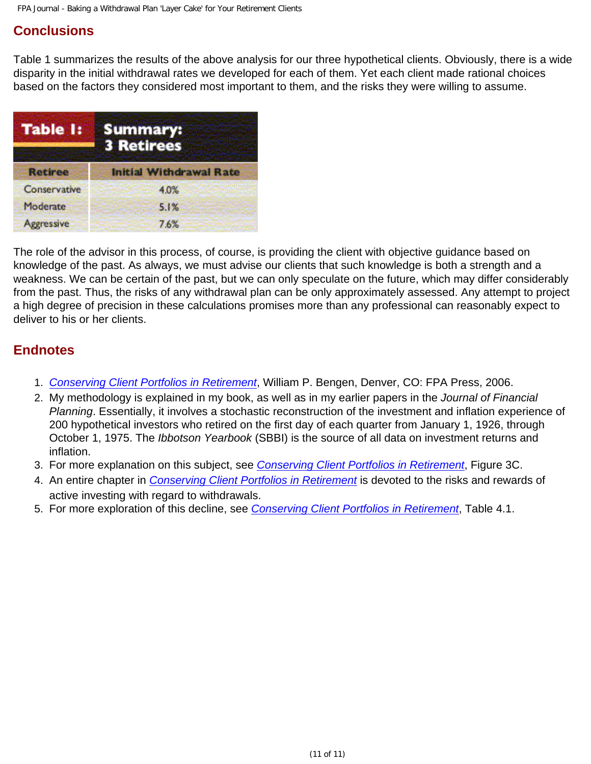## Conclusions

Table 1 summarizes the results of the above analysis for our three hypothetical clients. Obviously, there is a wide disparity in the initial withdrawal rates we developed for each of them. Yet each client made rational choices based on the factors they considered most important to them, and the risks they were willing to assume.

**Table 1: Summary: 3 Retirees**

| Retiree | Initial Withdrawal Rate |
|---|---|
| Conservative | 4.0% |
| Moderate | 5.1% |
| Aggressive | 7.6% |

The role of the advisor in this process, of course, is providing the client with objective guidance based on knowledge of the past. As always, we must advise our clients that such knowledge is both a strength and a weakness. We can be certain of the past, but we can only speculate on the future, which may differ considerably from the past. Thus, the risks of any withdrawal plan can be only approximately assessed. Any attempt to project a high degree of precision in these calculations promises more than any professional can reasonably expect to deliver to his or her clients.

## Endnotes

1. *Conserving Client Portfolios in Retirement*, William P. Bengen, Denver, CO: FPA Press, 2006.
2. My methodology is explained in my book, as well as in my earlier papers in the *Journal of Financial Planning*. Essentially, it involves a stochastic reconstruction of the investment and inflation experience of 200 hypothetical investors who retired on the first day of each quarter from January 1, 1926, through October 1, 1975. The *Ibbotson Yearbook* (SBBI) is the source of all data on investment returns and inflation.
3. For more explanation on this subject, see *Conserving Client Portfolios in Retirement*, Figure 3C.
4. An entire chapter in *Conserving Client Portfolios in Retirement* is devoted to the risks and rewards of active investing with regard to withdrawals.
5. For more exploration of this decline, see *Conserving Client Portfolios in Retirement*, Table 4.1.